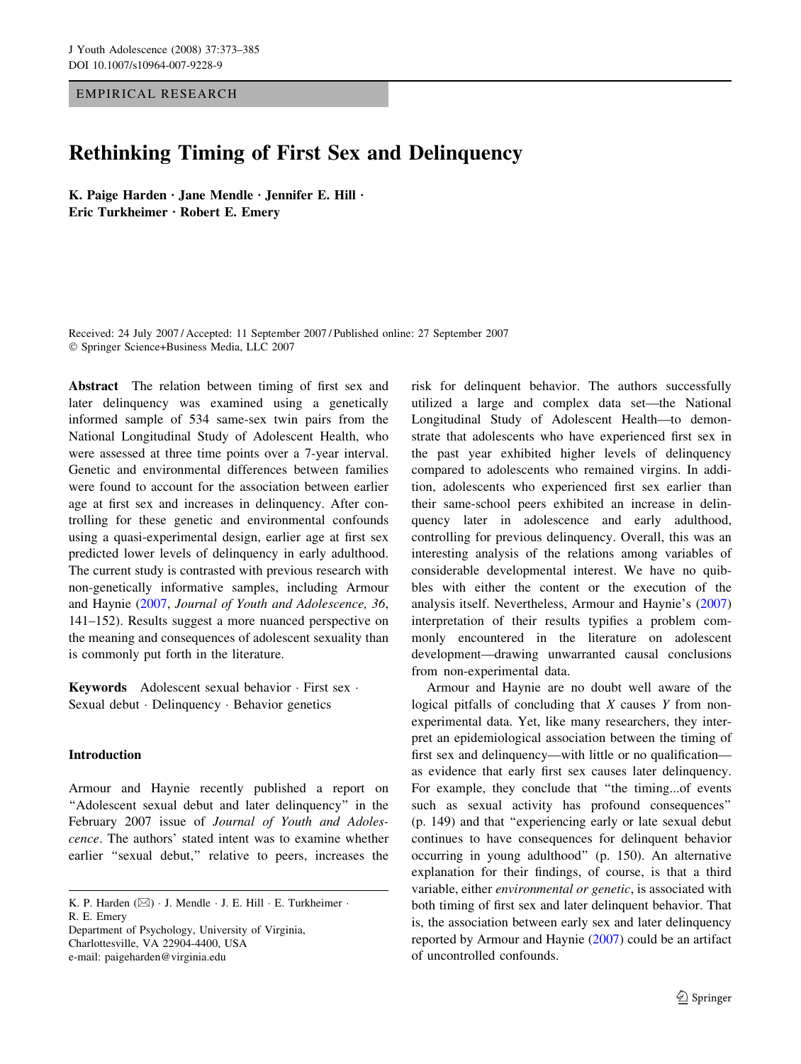EMPIRICAL RESEARCH

# Rethinking Timing of First Sex and Delinquency

**K. Paige Harden · Jane Mendle · Jennifer E. Hill · Eric Turkheimer · Robert E. Emery**

Received: 24 July 2007 / Accepted: 11 September 2007 / Published online: 27 September 2007
© Springer Science+Business Media, LLC 2007

**Abstract** The relation between timing of first sex and later delinquency was examined using a genetically informed sample of 534 same-sex twin pairs from the National Longitudinal Study of Adolescent Health, who were assessed at three time points over a 7-year interval. Genetic and environmental differences between families were found to account for the association between earlier age at first sex and increases in delinquency. After controlling for these genetic and environmental confounds using a quasi-experimental design, earlier age at first sex predicted lower levels of delinquency in early adulthood. The current study is contrasted with previous research with non-genetically informative samples, including Armour and Haynie (2007, *Journal of Youth and Adolescence, 36*, 141–152). Results suggest a more nuanced perspective on the meaning and consequences of adolescent sexuality than is commonly put forth in the literature.

**Keywords** Adolescent sexual behavior · First sex · Sexual debut · Delinquency · Behavior genetics

## Introduction

Armour and Haynie recently published a report on "Adolescent sexual debut and later delinquency" in the February 2007 issue of *Journal of Youth and Adolescence*. The authors' stated intent was to examine whether earlier "sexual debut," relative to peers, increases the risk for delinquent behavior. The authors successfully utilized a large and complex data set—the National Longitudinal Study of Adolescent Health—to demonstrate that adolescents who have experienced first sex in the past year exhibited higher levels of delinquency compared to adolescents who remained virgins. In addition, adolescents who experienced first sex earlier than their same-school peers exhibited an increase in delinquency later in adolescence and early adulthood, controlling for previous delinquency. Overall, this was an interesting analysis of the relations among variables of considerable developmental interest. We have no quibbles with either the content or the execution of the analysis itself. Nevertheless, Armour and Haynie's (2007) interpretation of their results typifies a problem commonly encountered in the literature on adolescent development—drawing unwarranted causal conclusions from non-experimental data.

Armour and Haynie are no doubt well aware of the logical pitfalls of concluding that *X* causes *Y* from non-experimental data. Yet, like many researchers, they interpret an epidemiological association between the timing of first sex and delinquency—with little or no qualification—as evidence that early first sex causes later delinquency. For example, they conclude that "the timing...of events such as sexual activity has profound consequences" (p. 149) and that "experiencing early or late sexual debut continues to have consequences for delinquent behavior occurring in young adulthood" (p. 150). An alternative explanation for their findings, of course, is that a third variable, either *environmental or genetic*, is associated with both timing of first sex and later delinquent behavior. That is, the association between early sex and later delinquency reported by Armour and Haynie (2007) could be an artifact of uncontrolled confounds.

K. P. Harden (✉) · J. Mendle · J. E. Hill · E. Turkheimer · R. E. Emery
Department of Psychology, University of Virginia, Charlottesville, VA 22904-4400, USA
e-mail: paigeharden@virginia.edu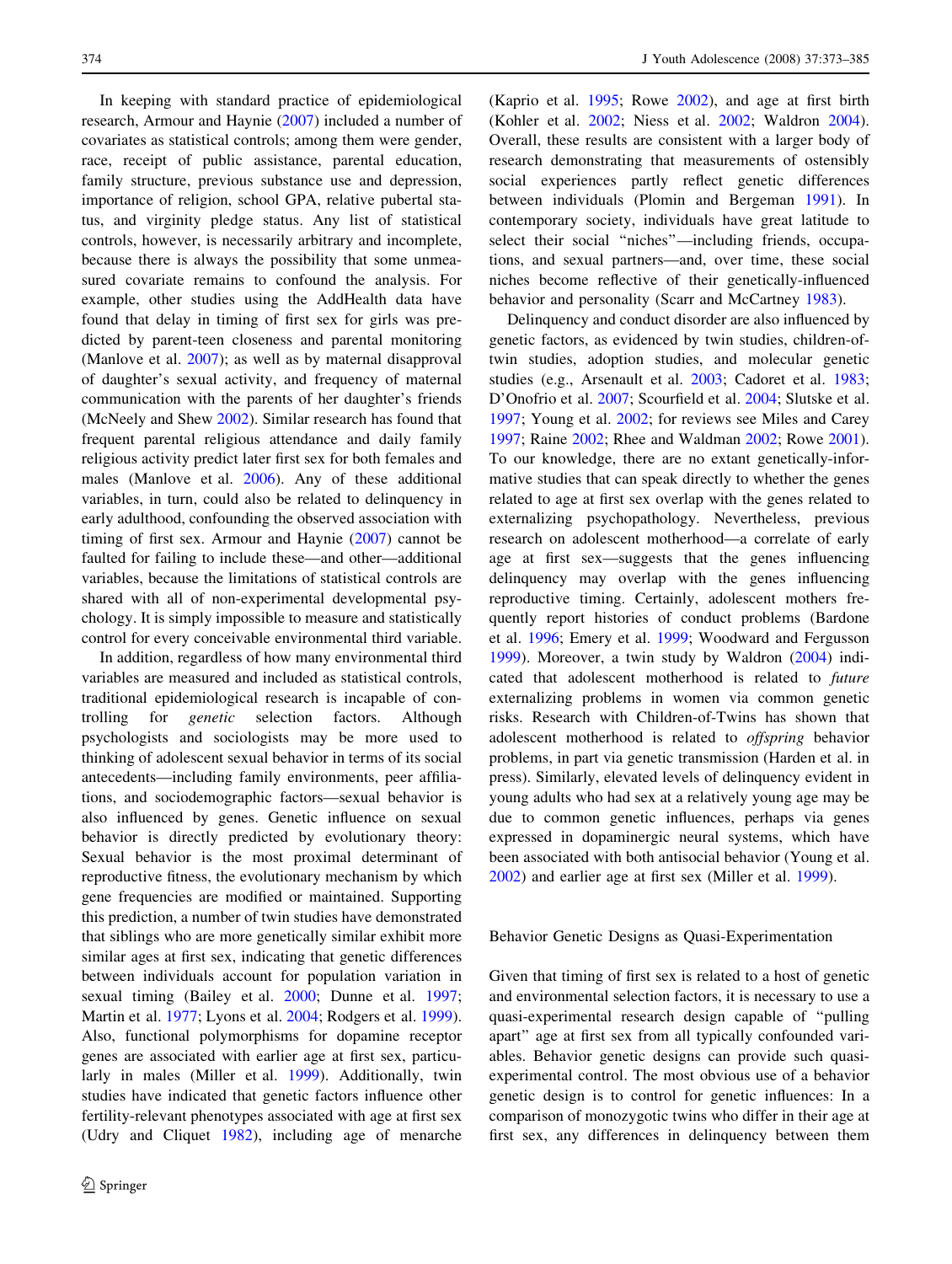In keeping with standard practice of epidemiological research, Armour and Haynie (2007) included a number of covariates as statistical controls; among them were gender, race, receipt of public assistance, parental education, family structure, previous substance use and depression, importance of religion, school GPA, relative pubertal status, and virginity pledge status. Any list of statistical controls, however, is necessarily arbitrary and incomplete, because there is always the possibility that some unmeasured covariate remains to confound the analysis. For example, other studies using the AddHealth data have found that delay in timing of first sex for girls was predicted by parent-teen closeness and parental monitoring (Manlove et al. 2007); as well as by maternal disapproval of daughter's sexual activity, and frequency of maternal communication with the parents of her daughter's friends (McNeely and Shew 2002). Similar research has found that frequent parental religious attendance and daily family religious activity predict later first sex for both females and males (Manlove et al. 2006). Any of these additional variables, in turn, could also be related to delinquency in early adulthood, confounding the observed association with timing of first sex. Armour and Haynie (2007) cannot be faulted for failing to include these—and other—additional variables, because the limitations of statistical controls are shared with all of non-experimental developmental psychology. It is simply impossible to measure and statistically control for every conceivable environmental third variable.

In addition, regardless of how many environmental third variables are measured and included as statistical controls, traditional epidemiological research is incapable of controlling for *genetic* selection factors. Although psychologists and sociologists may be more used to thinking of adolescent sexual behavior in terms of its social antecedents—including family environments, peer affiliations, and sociodemographic factors—sexual behavior is also influenced by genes. Genetic influence on sexual behavior is directly predicted by evolutionary theory: Sexual behavior is the most proximal determinant of reproductive fitness, the evolutionary mechanism by which gene frequencies are modified or maintained. Supporting this prediction, a number of twin studies have demonstrated that siblings who are more genetically similar exhibit more similar ages at first sex, indicating that genetic differences between individuals account for population variation in sexual timing (Bailey et al. 2000; Dunne et al. 1997; Martin et al. 1977; Lyons et al. 2004; Rodgers et al. 1999). Also, functional polymorphisms for dopamine receptor genes are associated with earlier age at first sex, particularly in males (Miller et al. 1999). Additionally, twin studies have indicated that genetic factors influence other fertility-relevant phenotypes associated with age at first sex (Udry and Cliquet 1982), including age of menarche (Kaprio et al. 1995; Rowe 2002), and age at first birth (Kohler et al. 2002; Niess et al. 2002; Waldron 2004). Overall, these results are consistent with a larger body of research demonstrating that measurements of ostensibly social experiences partly reflect genetic differences between individuals (Plomin and Bergeman 1991). In contemporary society, individuals have great latitude to select their social "niches"—including friends, occupations, and sexual partners—and, over time, these social niches become reflective of their genetically-influenced behavior and personality (Scarr and McCartney 1983).

Delinquency and conduct disorder are also influenced by genetic factors, as evidenced by twin studies, children-of-twin studies, adoption studies, and molecular genetic studies (e.g., Arsenault et al. 2003; Cadoret et al. 1983; D'Onofrio et al. 2007; Scourfield et al. 2004; Slutske et al. 1997; Young et al. 2002; for reviews see Miles and Carey 1997; Raine 2002; Rhee and Waldman 2002; Rowe 2001). To our knowledge, there are no extant genetically-informative studies that can speak directly to whether the genes related to age at first sex overlap with the genes related to externalizing psychopathology. Nevertheless, previous research on adolescent motherhood—a correlate of early age at first sex—suggests that the genes influencing delinquency may overlap with the genes influencing reproductive timing. Certainly, adolescent mothers frequently report histories of conduct problems (Bardone et al. 1996; Emery et al. 1999; Woodward and Fergusson 1999). Moreover, a twin study by Waldron (2004) indicated that adolescent motherhood is related to *future* externalizing problems in women via common genetic risks. Research with Children-of-Twins has shown that adolescent motherhood is related to *offspring* behavior problems, in part via genetic transmission (Harden et al. in press). Similarly, elevated levels of delinquency evident in young adults who had sex at a relatively young age may be due to common genetic influences, perhaps via genes expressed in dopaminergic neural systems, which have been associated with both antisocial behavior (Young et al. 2002) and earlier age at first sex (Miller et al. 1999).

## Behavior Genetic Designs as Quasi-Experimentation

Given that timing of first sex is related to a host of genetic and environmental selection factors, it is necessary to use a quasi-experimental research design capable of "pulling apart" age at first sex from all typically confounded variables. Behavior genetic designs can provide such quasi-experimental control. The most obvious use of a behavior genetic design is to control for genetic influences: In a comparison of monozygotic twins who differ in their age at first sex, any differences in delinquency between them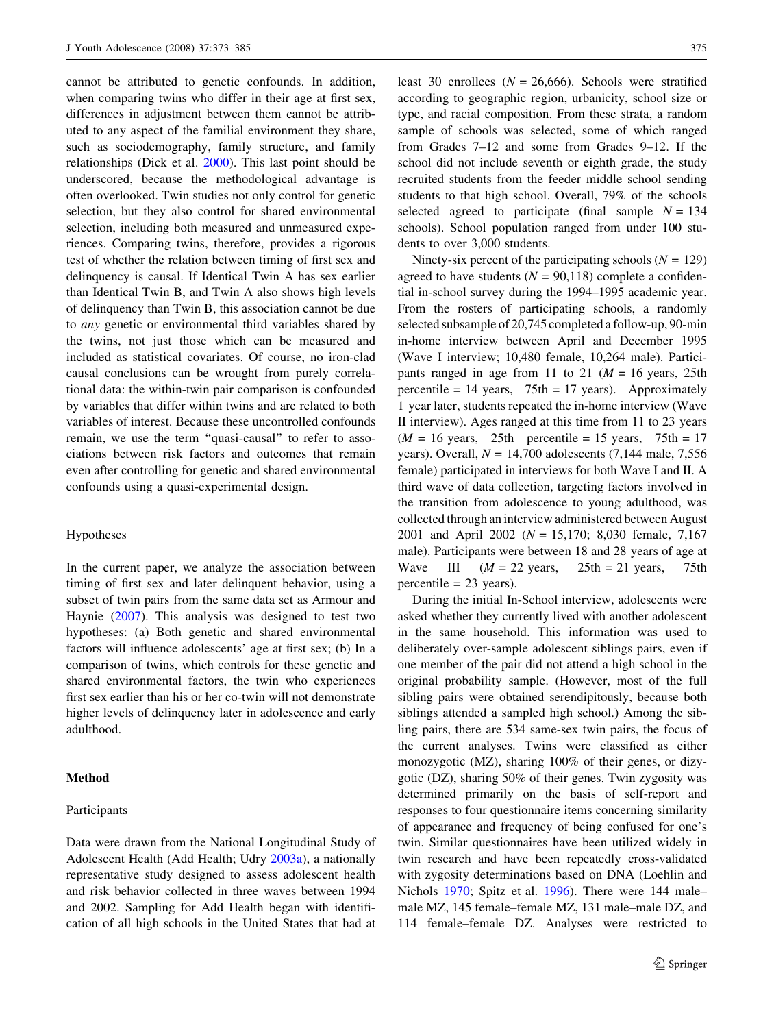cannot be attributed to genetic confounds. In addition, when comparing twins who differ in their age at first sex, differences in adjustment between them cannot be attributed to any aspect of the familial environment they share, such as sociodemography, family structure, and family relationships (Dick et al. 2000). This last point should be underscored, because the methodological advantage is often overlooked. Twin studies not only control for genetic selection, but they also control for shared environmental selection, including both measured and unmeasured experiences. Comparing twins, therefore, provides a rigorous test of whether the relation between timing of first sex and delinquency is causal. If Identical Twin A has sex earlier than Identical Twin B, and Twin A also shows high levels of delinquency than Twin B, this association cannot be due to *any* genetic or environmental third variables shared by the twins, not just those which can be measured and included as statistical covariates. Of course, no iron-clad causal conclusions can be wrought from purely correlational data: the within-twin pair comparison is confounded by variables that differ within twins and are related to both variables of interest. Because these uncontrolled confounds remain, we use the term "quasi-causal" to refer to associations between risk factors and outcomes that remain even after controlling for genetic and shared environmental confounds using a quasi-experimental design.

### Hypotheses

In the current paper, we analyze the association between timing of first sex and later delinquent behavior, using a subset of twin pairs from the same data set as Armour and Haynie (2007). This analysis was designed to test two hypotheses: (a) Both genetic and shared environmental factors will influence adolescents' age at first sex; (b) In a comparison of twins, which controls for these genetic and shared environmental factors, the twin who experiences first sex earlier than his or her co-twin will not demonstrate higher levels of delinquency later in adolescence and early adulthood.

## Method

### Participants

Data were drawn from the National Longitudinal Study of Adolescent Health (Add Health; Udry 2003a), a nationally representative study designed to assess adolescent health and risk behavior collected in three waves between 1994 and 2002. Sampling for Add Health began with identification of all high schools in the United States that had at least 30 enrollees ($N = 26,666$). Schools were stratified according to geographic region, urbanicity, school size or type, and racial composition. From these strata, a random sample of schools was selected, some of which ranged from Grades 7–12 and some from Grades 9–12. If the school did not include seventh or eighth grade, the study recruited students from the feeder middle school sending students to that high school. Overall, 79% of the schools selected agreed to participate (final sample $N = 134$ schools). School population ranged from under 100 students to over 3,000 students.

Ninety-six percent of the participating schools ($N = 129$) agreed to have students ($N = 90,118$) complete a confidential in-school survey during the 1994–1995 academic year. From the rosters of participating schools, a randomly selected subsample of 20,745 completed a follow-up, 90-min in-home interview between April and December 1995 (Wave I interview; 10,480 female, 10,264 male). Participants ranged in age from 11 to 21 ($M = 16$ years, 25th percentile = 14 years, 75th = 17 years). Approximately 1 year later, students repeated the in-home interview (Wave II interview). Ages ranged at this time from 11 to 23 years ($M = 16$ years, 25th percentile = 15 years, 75th = 17 years). Overall, $N = 14,700$ adolescents (7,144 male, 7,556 female) participated in interviews for both Wave I and II. A third wave of data collection, targeting factors involved in the transition from adolescence to young adulthood, was collected through an interview administered between August 2001 and April 2002 ($N = 15,170$; 8,030 female, 7,167 male). Participants were between 18 and 28 years of age at Wave III ($M = 22$ years, 25th = 21 years, 75th percentile = 23 years).

During the initial In-School interview, adolescents were asked whether they currently lived with another adolescent in the same household. This information was used to deliberately over-sample adolescent siblings pairs, even if one member of the pair did not attend a high school in the original probability sample. (However, most of the full sibling pairs were obtained serendipitously, because both siblings attended a sampled high school.) Among the sibling pairs, there are 534 same-sex twin pairs, the focus of the current analyses. Twins were classified as either monozygotic (MZ), sharing 100% of their genes, or dizygotic (DZ), sharing 50% of their genes. Twin zygosity was determined primarily on the basis of self-report and responses to four questionnaire items concerning similarity of appearance and frequency of being confused for one's twin. Similar questionnaires have been utilized widely in twin research and have been repeatedly cross-validated with zygosity determinations based on DNA (Loehlin and Nichols 1970; Spitz et al. 1996). There were 144 male–male MZ, 145 female–female MZ, 131 male–male DZ, and 114 female–female DZ. Analyses were restricted to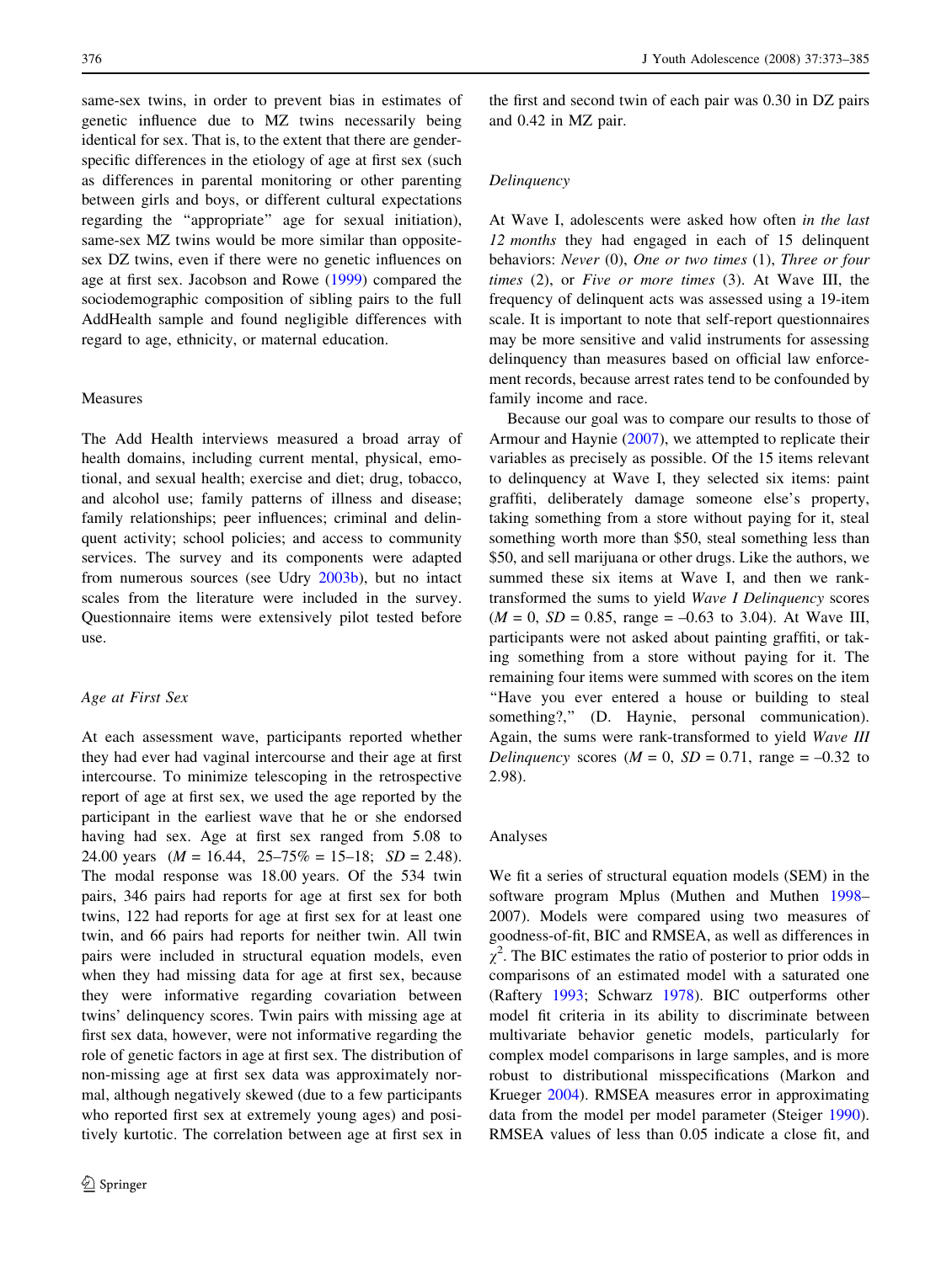same-sex twins, in order to prevent bias in estimates of genetic influence due to MZ twins necessarily being identical for sex. That is, to the extent that there are gender-specific differences in the etiology of age at first sex (such as differences in parental monitoring or other parenting between girls and boys, or different cultural expectations regarding the "appropriate" age for sexual initiation), same-sex MZ twins would be more similar than opposite-sex DZ twins, even if there were no genetic influences on age at first sex. Jacobson and Rowe (1999) compared the sociodemographic composition of sibling pairs to the full AddHealth sample and found negligible differences with regard to age, ethnicity, or maternal education.

## Measures

The Add Health interviews measured a broad array of health domains, including current mental, physical, emotional, and sexual health; exercise and diet; drug, tobacco, and alcohol use; family patterns of illness and disease; family relationships; peer influences; criminal and delinquent activity; school policies; and access to community services. The survey and its components were adapted from numerous sources (see Udry 2003b), but no intact scales from the literature were included in the survey. Questionnaire items were extensively pilot tested before use.

### *Age at First Sex*

At each assessment wave, participants reported whether they had ever had vaginal intercourse and their age at first intercourse. To minimize telescoping in the retrospective report of age at first sex, we used the age reported by the participant in the earliest wave that he or she endorsed having had sex. Age at first sex ranged from 5.08 to 24.00 years ($M$ = 16.44, 25–75% = 15–18; $SD$ = 2.48). The modal response was 18.00 years. Of the 534 twin pairs, 346 pairs had reports for age at first sex for both twins, 122 had reports for age at first sex for at least one twin, and 66 pairs had reports for neither twin. All twin pairs were included in structural equation models, even when they had missing data for age at first sex, because they were informative regarding covariation between twins' delinquency scores. Twin pairs with missing age at first sex data, however, were not informative regarding the role of genetic factors in age at first sex. The distribution of non-missing age at first sex data was approximately normal, although negatively skewed (due to a few participants who reported first sex at extremely young ages) and positively kurtotic. The correlation between age at first sex in the first and second twin of each pair was 0.30 in DZ pairs and 0.42 in MZ pair.

### *Delinquency*

At Wave I, adolescents were asked how often *in the last 12 months* they had engaged in each of 15 delinquent behaviors: *Never* (0), *One or two times* (1), *Three or four times* (2), or *Five or more times* (3). At Wave III, the frequency of delinquent acts was assessed using a 19-item scale. It is important to note that self-report questionnaires may be more sensitive and valid instruments for assessing delinquency than measures based on official law enforcement records, because arrest rates tend to be confounded by family income and race.

Because our goal was to compare our results to those of Armour and Haynie (2007), we attempted to replicate their variables as precisely as possible. Of the 15 items relevant to delinquency at Wave I, they selected six items: paint graffiti, deliberately damage someone else's property, taking something from a store without paying for it, steal something worth more than \$50, steal something less than \$50, and sell marijuana or other drugs. Like the authors, we summed these six items at Wave I, and then we rank-transformed the sums to yield *Wave I Delinquency* scores ($M$ = 0, $SD$ = 0.85, range = –0.63 to 3.04). At Wave III, participants were not asked about painting graffiti, or taking something from a store without paying for it. The remaining four items were summed with scores on the item "Have you ever entered a house or building to steal something?," (D. Haynie, personal communication). Again, the sums were rank-transformed to yield *Wave III Delinquency* scores ($M$ = 0, $SD$ = 0.71, range = –0.32 to 2.98).

## Analyses

We fit a series of structural equation models (SEM) in the software program Mplus (Muthen and Muthen 1998–2007). Models were compared using two measures of goodness-of-fit, BIC and RMSEA, as well as differences in $\chi^2$. The BIC estimates the ratio of posterior to prior odds in comparisons of an estimated model with a saturated one (Raftery 1993; Schwarz 1978). BIC outperforms other model fit criteria in its ability to discriminate between multivariate behavior genetic models, particularly for complex model comparisons in large samples, and is more robust to distributional misspecifications (Markon and Krueger 2004). RMSEA measures error in approximating data from the model per model parameter (Steiger 1990). RMSEA values of less than 0.05 indicate a close fit, and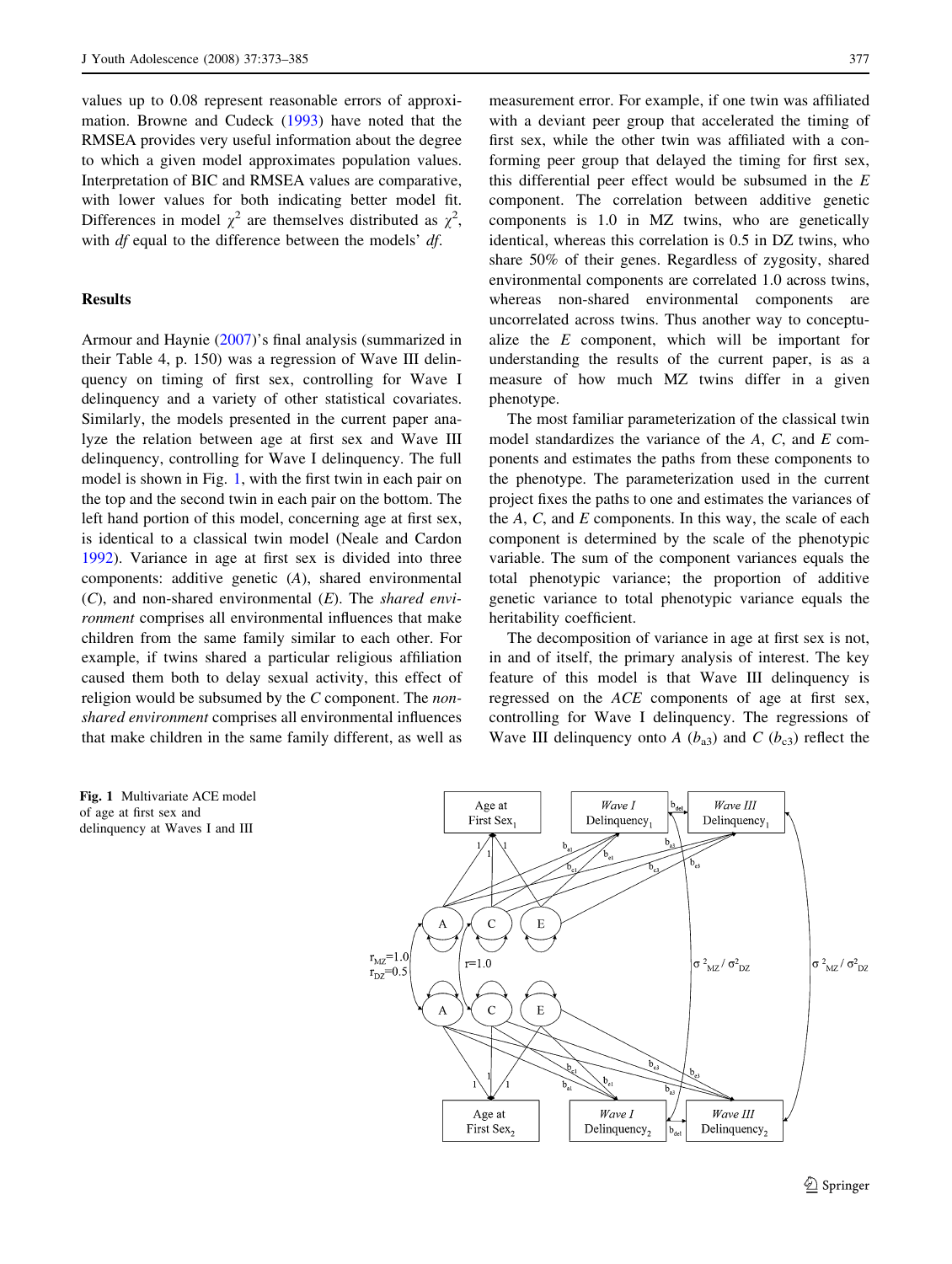values up to 0.08 represent reasonable errors of approximation. Browne and Cudeck (1993) have noted that the RMSEA provides very useful information about the degree to which a given model approximates population values. Interpretation of BIC and RMSEA values are comparative, with lower values for both indicating better model fit. Differences in model $\chi^2$ are themselves distributed as $\chi^2$, with *df* equal to the difference between the models' *df*.

## Results

Armour and Haynie (2007)'s final analysis (summarized in their Table 4, p. 150) was a regression of Wave III delinquency on timing of first sex, controlling for Wave I delinquency and a variety of other statistical covariates. Similarly, the models presented in the current paper analyze the relation between age at first sex and Wave III delinquency, controlling for Wave I delinquency. The full model is shown in Fig. 1, with the first twin in each pair on the top and the second twin in each pair on the bottom. The left hand portion of this model, concerning age at first sex, is identical to a classical twin model (Neale and Cardon 1992). Variance in age at first sex is divided into three components: additive genetic (*A*), shared environmental (*C*), and non-shared environmental (*E*). The *shared environment* comprises all environmental influences that make children from the same family similar to each other. For example, if twins shared a particular religious affiliation caused them both to delay sexual activity, this effect of religion would be subsumed by the *C* component. The *non-shared environment* comprises all environmental influences that make children in the same family different, as well as measurement error. For example, if one twin was affiliated with a deviant peer group that accelerated the timing of first sex, while the other twin was affiliated with a conforming peer group that delayed the timing for first sex, this differential peer effect would be subsumed in the *E* component. The correlation between additive genetic components is 1.0 in MZ twins, who are genetically identical, whereas this correlation is 0.5 in DZ twins, who share 50% of their genes. Regardless of zygosity, shared environmental components are correlated 1.0 across twins, whereas non-shared environmental components are uncorrelated across twins. Thus another way to conceptualize the *E* component, which will be important for understanding the results of the current paper, is as a measure of how much MZ twins differ in a given phenotype.

The most familiar parameterization of the classical twin model standardizes the variance of the *A*, *C*, and *E* components and estimates the paths from these components to the phenotype. The parameterization used in the current project fixes the paths to one and estimates the variances of the *A*, *C*, and *E* components. In this way, the scale of each component is determined by the scale of the phenotypic variable. The sum of the component variances equals the total phenotypic variance; the proportion of additive genetic variance to total phenotypic variance equals the heritability coefficient.

The decomposition of variance in age at first sex is not, in and of itself, the primary analysis of interest. The key feature of this model is that Wave III delinquency is regressed on the *ACE* components of age at first sex, controlling for Wave I delinquency. The regressions of Wave III delinquency onto *A* ($b_{a3}$) and *C* ($b_{c3}$) reflect the

**Fig. 1** Multivariate ACE model of age at first sex and delinquency at Waves I and III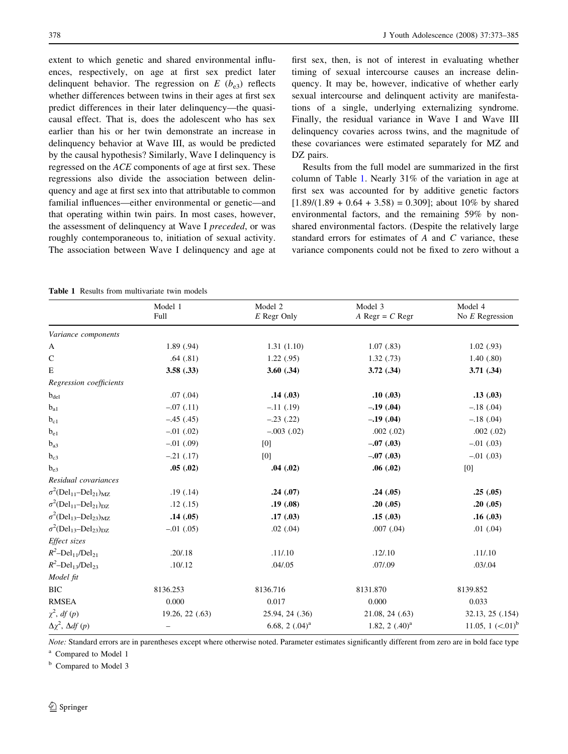extent to which genetic and shared environmental influences, respectively, on age at first sex predict later delinquent behavior. The regression on $E$ ($b_{e3}$) reflects whether differences between twins in their ages at first sex predict differences in their later delinquency—the quasi-causal effect. That is, does the adolescent who has sex earlier than his or her twin demonstrate an increase in delinquency behavior at Wave III, as would be predicted by the causal hypothesis? Similarly, Wave I delinquency is regressed on the *ACE* components of age at first sex. These regressions also divide the association between delinquency and age at first sex into that attributable to common familial influences—either environmental or genetic—and that operating within twin pairs. In most cases, however, the assessment of delinquency at Wave I *preceded*, or was roughly contemporaneous to, initiation of sexual activity. The association between Wave I delinquency and age at first sex, then, is not of interest in evaluating whether timing of sexual intercourse causes an increase delinquency. It may be, however, indicative of whether early sexual intercourse and delinquent activity are manifestations of a single, underlying externalizing syndrome. Finally, the residual variance in Wave I and Wave III delinquency covaries across twins, and the magnitude of these covariances were estimated separately for MZ and DZ pairs.

Results from the full model are summarized in the first column of Table 1. Nearly 31% of the variation in age at first sex was accounted for by additive genetic factors $[1.89/(1.89 + 0.64 + 3.58) = 0.309]$; about 10% by shared environmental factors, and the remaining 59% by non-shared environmental factors. (Despite the relatively large standard errors for estimates of $A$ and $C$ variance, these variance components could not be fixed to zero without a

**Table 1** Results from multivariate twin models

| | Model 1 Full | Model 2 *E* Regr Only | Model 3 *A* Regr = *C* Regr | Model 4 No *E* Regression |
|---|---|---|---|---|
| *Variance components* | | | | |
| A | 1.89 (.94) | 1.31 (1.10) | 1.07 (.83) | 1.02 (.93) |
| C | .64 (.81) | 1.22 (.95) | 1.32 (.73) | 1.40 (.80) |
| E | **3.58 (.33)** | **3.60 (.34)** | **3.72 (.34)** | **3.71 (.34)** |
| *Regression coefficients* | | | | |
| $b_{del}$ | .07 (.04) | **.14 (.03)** | **.10 (.03)** | **.13 (.03)** |
| $b_{a1}$ | –.07 (.11) | –.11 (.19) | **–.19 (.04)** | –.18 (.04) |
| $b_{c1}$ | –.45 (.45) | –.23 (.22) | **–.19 (.04)** | –.18 (.04) |
| $b_{e1}$ | –.01 (.02) | –.003 (.02) | .002 (.02) | .002 (.02) |
| $b_{a3}$ | –.01 (.09) | [0] | **–.07 (.03)** | –.01 (.03) |
| $b_{c3}$ | –.21 (.17) | [0] | **–.07 (.03)** | –.01 (.03) |
| $b_{e3}$ | **.05 (.02)** | **.04 (.02)** | **.06 (.02)** | [0] |
| *Residual covariances* | | | | |
| $\sigma^2(\text{Del}_{11}\text{–Del}_{21})_{\text{MZ}}$ | .19 (.14) | **.24 (.07)** | **.24 (.05)** | **.25 (.05)** |
| $\sigma^2(\text{Del}_{11}\text{–Del}_{21})_{\text{DZ}}$ | .12 (.15) | **.19 (.08)** | **.20 (.05)** | **.20 (.05)** |
| $\sigma^2(\text{Del}_{13}\text{–Del}_{23})_{\text{MZ}}$ | **.14 (.05)** | **.17 (.03)** | **.15 (.03)** | **.16 (.03)** |
| $\sigma^2(\text{Del}_{13}\text{–Del}_{23})_{\text{DZ}}$ | –.01 (.05) | .02 (.04) | .007 (.04) | .01 (.04) |
| *Effect sizes* | | | | |
| $R^2$–$\text{Del}_{11}/\text{Del}_{21}$ | .20/.18 | .11/.10 | .12/.10 | .11/.10 |
| $R^2$–$\text{Del}_{13}/\text{Del}_{23}$ | .10/.12 | .04/.05 | .07/.09 | .03/.04 |
| *Model fit* | | | | |
| BIC | 8136.253 | 8136.716 | 8131.870 | 8139.852 |
| RMSEA | 0.000 | 0.017 | 0.000 | 0.033 |
| $\chi^2$, *df* (*p*) | 19.26, 22 (.63) | 25.94, 24 (.36) | 21.08, 24 (.63) | 32.13, 25 (.154) |
| $\Delta\chi^2$, $\Delta df$ (*p*) | – | 6.68, 2 (.04)[a] | 1.82, 2 (.40)[a] | 11.05, 1 (<.01)[b] |

*Note:* Standard errors are in parentheses except where otherwise noted. Parameter estimates significantly different from zero are in bold face type

[a] Compared to Model 1

[b] Compared to Model 3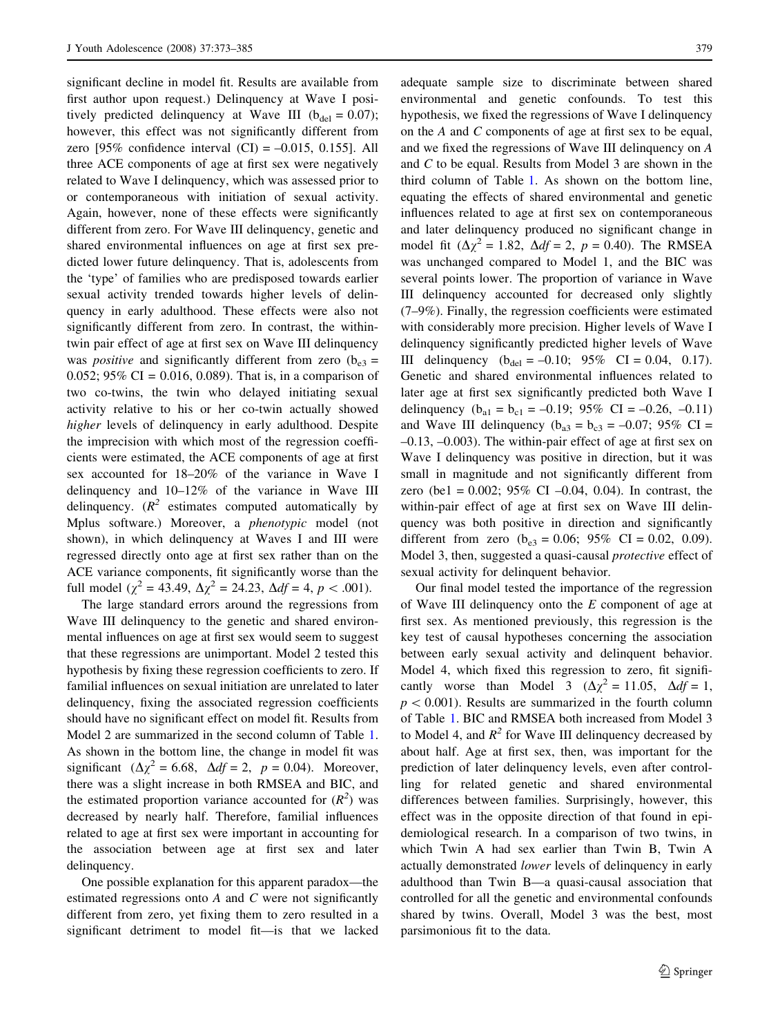significant decline in model fit. Results are available from first author upon request.) Delinquency at Wave I positively predicted delinquency at Wave III ($b_{del} = 0.07$); however, this effect was not significantly different from zero [95% confidence interval (CI) = –0.015, 0.155]. All three ACE components of age at first sex were negatively related to Wave I delinquency, which was assessed prior to or contemporaneous with initiation of sexual activity. Again, however, none of these effects were significantly different from zero. For Wave III delinquency, genetic and shared environmental influences on age at first sex predicted lower future delinquency. That is, adolescents from the 'type' of families who are predisposed towards earlier sexual activity trended towards higher levels of delinquency in early adulthood. These effects were also not significantly different from zero. In contrast, the within-twin pair effect of age at first sex on Wave III delinquency was *positive* and significantly different from zero ($b_{e3}$ = 0.052; 95% CI = 0.016, 0.089). That is, in a comparison of two co-twins, the twin who delayed initiating sexual activity relative to his or her co-twin actually showed *higher* levels of delinquency in early adulthood. Despite the imprecision with which most of the regression coefficients were estimated, the ACE components of age at first sex accounted for 18–20% of the variance in Wave I delinquency and 10–12% of the variance in Wave III delinquency. ($R^2$ estimates computed automatically by Mplus software.) Moreover, a *phenotypic* model (not shown), in which delinquency at Waves I and III were regressed directly onto age at first sex rather than on the ACE variance components, fit significantly worse than the full model ($\chi^2 = 43.49$, $\Delta\chi^2 = 24.23$, $\Delta df = 4$, $p < .001$).

The large standard errors around the regressions from Wave III delinquency to the genetic and shared environmental influences on age at first sex would seem to suggest that these regressions are unimportant. Model 2 tested this hypothesis by fixing these regression coefficients to zero. If familial influences on sexual initiation are unrelated to later delinquency, fixing the associated regression coefficients should have no significant effect on model fit. Results from Model 2 are summarized in the second column of Table 1. As shown in the bottom line, the change in model fit was significant ($\Delta\chi^2 = 6.68$, $\Delta df = 2$, $p = 0.04$). Moreover, there was a slight increase in both RMSEA and BIC, and the estimated proportion variance accounted for ($R^2$) was decreased by nearly half. Therefore, familial influences related to age at first sex were important in accounting for the association between age at first sex and later delinquency.

One possible explanation for this apparent paradox—the estimated regressions onto *A* and *C* were not significantly different from zero, yet fixing them to zero resulted in a significant detriment to model fit—is that we lacked adequate sample size to discriminate between shared environmental and genetic confounds. To test this hypothesis, we fixed the regressions of Wave I delinquency on the *A* and *C* components of age at first sex to be equal, and we fixed the regressions of Wave III delinquency on *A* and *C* to be equal. Results from Model 3 are shown in the third column of Table 1. As shown on the bottom line, equating the effects of shared environmental and genetic influences related to age at first sex on contemporaneous and later delinquency produced no significant change in model fit ($\Delta\chi^2 = 1.82$, $\Delta df = 2$, $p = 0.40$). The RMSEA was unchanged compared to Model 1, and the BIC was several points lower. The proportion of variance in Wave III delinquency accounted for decreased only slightly (7–9%). Finally, the regression coefficients were estimated with considerably more precision. Higher levels of Wave I delinquency significantly predicted higher levels of Wave III delinquency ($b_{del} = –0.10$; 95% CI = 0.04, 0.17). Genetic and shared environmental influences related to later age at first sex significantly predicted both Wave I delinquency ($b_{a1} = b_{c1} = –0.19$; 95% CI = –0.26, –0.11) and Wave III delinquency ($b_{a3} = b_{c3} = –0.07$; 95% CI = –0.13, –0.003). The within-pair effect of age at first sex on Wave I delinquency was positive in direction, but it was small in magnitude and not significantly different from zero (be1 = 0.002; 95% CI –0.04, 0.04). In contrast, the within-pair effect of age at first sex on Wave III delinquency was both positive in direction and significantly different from zero ($b_{e3} = 0.06$; 95% CI = 0.02, 0.09). Model 3, then, suggested a quasi-causal *protective* effect of sexual activity for delinquent behavior.

Our final model tested the importance of the regression of Wave III delinquency onto the *E* component of age at first sex. As mentioned previously, this regression is the key test of causal hypotheses concerning the association between early sexual activity and delinquent behavior. Model 4, which fixed this regression to zero, fit significantly worse than Model 3 ($\Delta\chi^2 = 11.05$, $\Delta df = 1$, $p < 0.001$). Results are summarized in the fourth column of Table 1. BIC and RMSEA both increased from Model 3 to Model 4, and $R^2$ for Wave III delinquency decreased by about half. Age at first sex, then, was important for the prediction of later delinquency levels, even after controlling for related genetic and shared environmental differences between families. Surprisingly, however, this effect was in the opposite direction of that found in epidemiological research. In a comparison of two twins, in which Twin A had sex earlier than Twin B, Twin A actually demonstrated *lower* levels of delinquency in early adulthood than Twin B—a quasi-causal association that controlled for all the genetic and environmental confounds shared by twins. Overall, Model 3 was the best, most parsimonious fit to the data.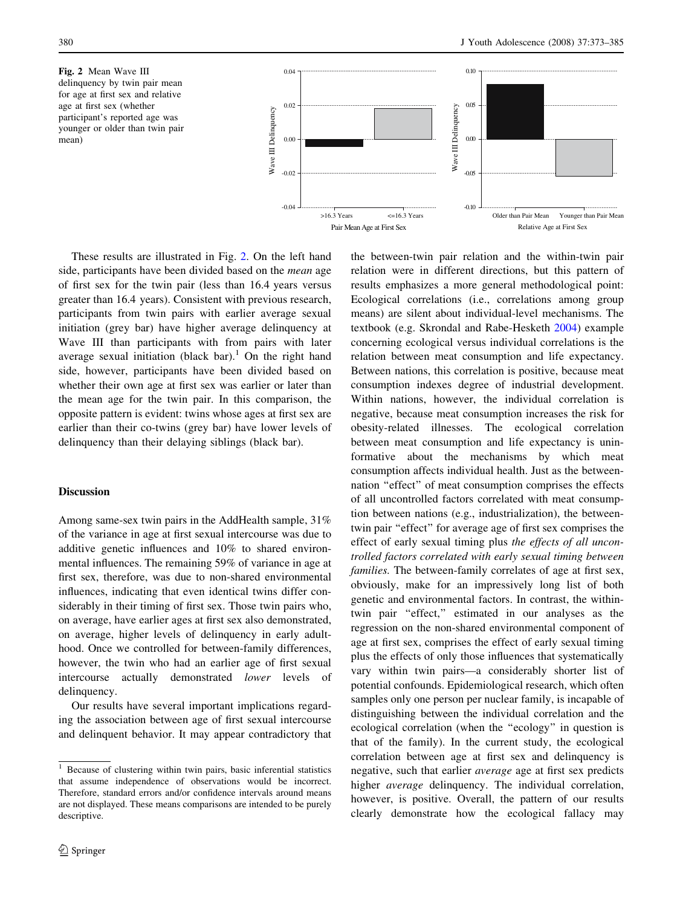Fig. 2 Mean Wave III delinquency by twin pair mean for age at first sex and relative age at first sex (whether participant's reported age was younger or older than twin pair mean)

These results are illustrated in Fig. 2. On the left hand side, participants have been divided based on the *mean* age of first sex for the twin pair (less than 16.4 years versus greater than 16.4 years). Consistent with previous research, participants from twin pairs with earlier average sexual initiation (grey bar) have higher average delinquency at Wave III than participants with from pairs with later average sexual initiation (black bar).[1] On the right hand side, however, participants have been divided based on whether their own age at first sex was earlier or later than the mean age for the twin pair. In this comparison, the opposite pattern is evident: twins whose ages at first sex are earlier than their co-twins (grey bar) have lower levels of delinquency than their delaying siblings (black bar).

## Discussion

Among same-sex twin pairs in the AddHealth sample, 31% of the variance in age at first sexual intercourse was due to additive genetic influences and 10% to shared environmental influences. The remaining 59% of variance in age at first sex, therefore, was due to non-shared environmental influences, indicating that even identical twins differ considerably in their timing of first sex. Those twin pairs who, on average, have earlier ages at first sex also demonstrated, on average, higher levels of delinquency in early adulthood. Once we controlled for between-family differences, however, the twin who had an earlier age of first sexual intercourse actually demonstrated *lower* levels of delinquency.

Our results have several important implications regarding the association between age of first sexual intercourse and delinquent behavior. It may appear contradictory that the between-twin pair relation and the within-twin pair relation were in different directions, but this pattern of results emphasizes a more general methodological point: Ecological correlations (i.e., correlations among group means) are silent about individual-level mechanisms. The textbook (e.g. Skrondal and Rabe-Hesketh 2004) example concerning ecological versus individual correlations is the relation between meat consumption and life expectancy. Between nations, this correlation is positive, because meat consumption indexes degree of industrial development. Within nations, however, the individual correlation is negative, because meat consumption increases the risk for obesity-related illnesses. The ecological correlation between meat consumption and life expectancy is uninformative about the mechanisms by which meat consumption affects individual health. Just as the between-nation "effect" of meat consumption comprises the effects of all uncontrolled factors correlated with meat consumption between nations (e.g., industrialization), the between-twin pair "effect" for average age of first sex comprises the effect of early sexual timing plus *the effects of all uncontrolled factors correlated with early sexual timing between families.* The between-family correlates of age at first sex, obviously, make for an impressively long list of both genetic and environmental factors. In contrast, the within-twin pair "effect," estimated in our analyses as the regression on the non-shared environmental component of age at first sex, comprises the effect of early sexual timing plus the effects of only those influences that systematically vary within twin pairs—a considerably shorter list of potential confounds. Epidemiological research, which often samples only one person per nuclear family, is incapable of distinguishing between the individual correlation and the ecological correlation (when the "ecology" in question is that of the family). In the current study, the ecological correlation between age at first sex and delinquency is negative, such that earlier *average* age at first sex predicts higher *average* delinquency. The individual correlation, however, is positive. Overall, the pattern of our results clearly demonstrate how the ecological fallacy may

[1] Because of clustering within twin pairs, basic inferential statistics that assume independence of observations would be incorrect. Therefore, standard errors and/or confidence intervals around means are not displayed. These means comparisons are intended to be purely descriptive.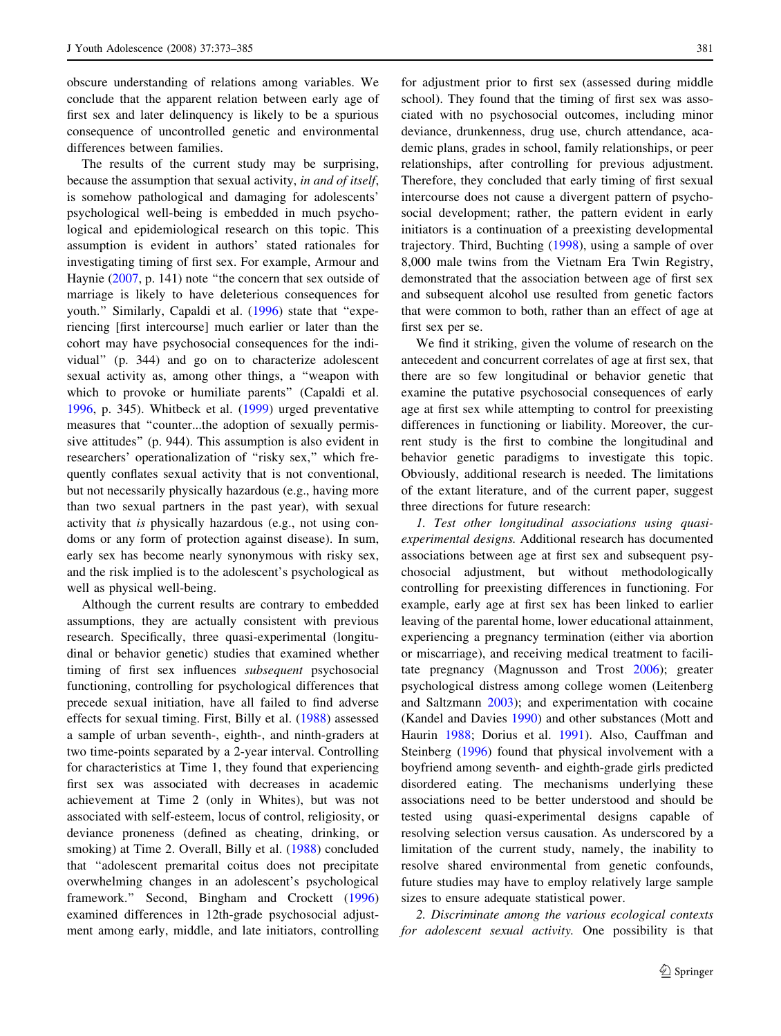obscure understanding of relations among variables. We conclude that the apparent relation between early age of first sex and later delinquency is likely to be a spurious consequence of uncontrolled genetic and environmental differences between families.

The results of the current study may be surprising, because the assumption that sexual activity, *in and of itself*, is somehow pathological and damaging for adolescents' psychological well-being is embedded in much psychological and epidemiological research on this topic. This assumption is evident in authors' stated rationales for investigating timing of first sex. For example, Armour and Haynie (2007, p. 141) note "the concern that sex outside of marriage is likely to have deleterious consequences for youth." Similarly, Capaldi et al. (1996) state that "experiencing [first intercourse] much earlier or later than the cohort may have psychosocial consequences for the individual" (p. 344) and go on to characterize adolescent sexual activity as, among other things, a "weapon with which to provoke or humiliate parents" (Capaldi et al. 1996, p. 345). Whitbeck et al. (1999) urged preventative measures that "counter...the adoption of sexually permissive attitudes" (p. 944). This assumption is also evident in researchers' operationalization of "risky sex," which frequently conflates sexual activity that is not conventional, but not necessarily physically hazardous (e.g., having more than two sexual partners in the past year), with sexual activity that *is* physically hazardous (e.g., not using condoms or any form of protection against disease). In sum, early sex has become nearly synonymous with risky sex, and the risk implied is to the adolescent's psychological as well as physical well-being.

Although the current results are contrary to embedded assumptions, they are actually consistent with previous research. Specifically, three quasi-experimental (longitudinal or behavior genetic) studies that examined whether timing of first sex influences *subsequent* psychosocial functioning, controlling for psychological differences that precede sexual initiation, have all failed to find adverse effects for sexual timing. First, Billy et al. (1988) assessed a sample of urban seventh-, eighth-, and ninth-graders at two time-points separated by a 2-year interval. Controlling for characteristics at Time 1, they found that experiencing first sex was associated with decreases in academic achievement at Time 2 (only in Whites), but was not associated with self-esteem, locus of control, religiosity, or deviance proneness (defined as cheating, drinking, or smoking) at Time 2. Overall, Billy et al. (1988) concluded that "adolescent premarital coitus does not precipitate overwhelming changes in an adolescent's psychological framework." Second, Bingham and Crockett (1996) examined differences in 12th-grade psychosocial adjustment among early, middle, and late initiators, controlling for adjustment prior to first sex (assessed during middle school). They found that the timing of first sex was associated with no psychosocial outcomes, including minor deviance, drunkenness, drug use, church attendance, academic plans, grades in school, family relationships, or peer relationships, after controlling for previous adjustment. Therefore, they concluded that early timing of first sexual intercourse does not cause a divergent pattern of psychosocial development; rather, the pattern evident in early initiators is a continuation of a preexisting developmental trajectory. Third, Buchting (1998), using a sample of over 8,000 male twins from the Vietnam Era Twin Registry, demonstrated that the association between age of first sex and subsequent alcohol use resulted from genetic factors that were common to both, rather than an effect of age at first sex per se.

We find it striking, given the volume of research on the antecedent and concurrent correlates of age at first sex, that there are so few longitudinal or behavior genetic that examine the putative psychosocial consequences of early age at first sex while attempting to control for preexisting differences in functioning or liability. Moreover, the current study is the first to combine the longitudinal and behavior genetic paradigms to investigate this topic. Obviously, additional research is needed. The limitations of the extant literature, and of the current paper, suggest three directions for future research:

1. *Test other longitudinal associations using quasi-experimental designs.* Additional research has documented associations between age at first sex and subsequent psychosocial adjustment, but without methodologically controlling for preexisting differences in functioning. For example, early age at first sex has been linked to earlier leaving of the parental home, lower educational attainment, experiencing a pregnancy termination (either via abortion or miscarriage), and receiving medical treatment to facilitate pregnancy (Magnusson and Trost 2006); greater psychological distress among college women (Leitenberg and Saltzmann 2003); and experimentation with cocaine (Kandel and Davies 1990) and other substances (Mott and Haurin 1988; Dorius et al. 1991). Also, Cauffman and Steinberg (1996) found that physical involvement with a boyfriend among seventh- and eighth-grade girls predicted disordered eating. The mechanisms underlying these associations need to be better understood and should be tested using quasi-experimental designs capable of resolving selection versus causation. As underscored by a limitation of the current study, namely, the inability to resolve shared environmental from genetic confounds, future studies may have to employ relatively large sample sizes to ensure adequate statistical power.

2. *Discriminate among the various ecological contexts for adolescent sexual activity.* One possibility is that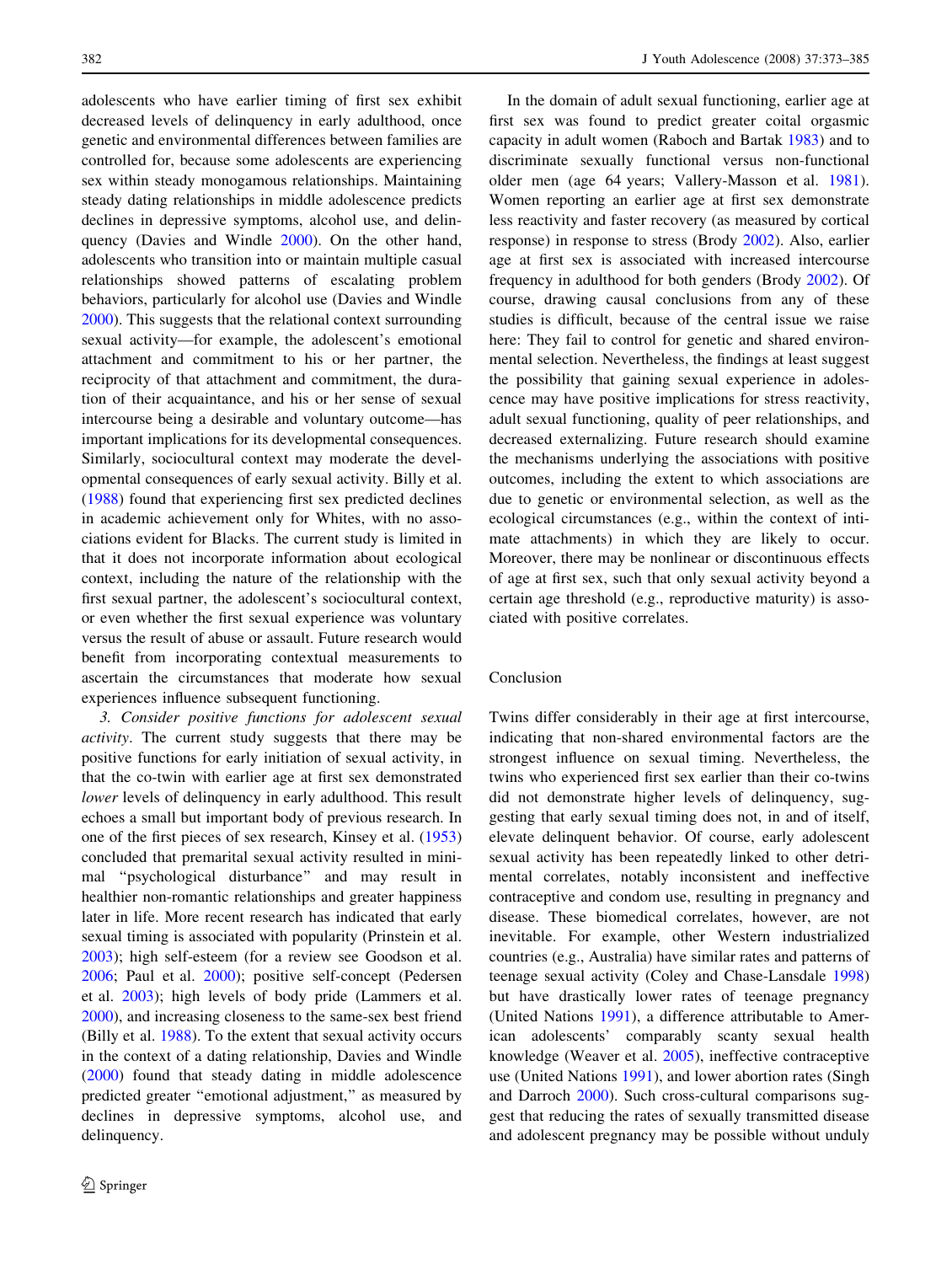adolescents who have earlier timing of first sex exhibit decreased levels of delinquency in early adulthood, once genetic and environmental differences between families are controlled for, because some adolescents are experiencing sex within steady monogamous relationships. Maintaining steady dating relationships in middle adolescence predicts declines in depressive symptoms, alcohol use, and delinquency (Davies and Windle 2000). On the other hand, adolescents who transition into or maintain multiple casual relationships showed patterns of escalating problem behaviors, particularly for alcohol use (Davies and Windle 2000). This suggests that the relational context surrounding sexual activity—for example, the adolescent's emotional attachment and commitment to his or her partner, the reciprocity of that attachment and commitment, the duration of their acquaintance, and his or her sense of sexual intercourse being a desirable and voluntary outcome—has important implications for its developmental consequences. Similarly, sociocultural context may moderate the developmental consequences of early sexual activity. Billy et al. (1988) found that experiencing first sex predicted declines in academic achievement only for Whites, with no associations evident for Blacks. The current study is limited in that it does not incorporate information about ecological context, including the nature of the relationship with the first sexual partner, the adolescent's sociocultural context, or even whether the first sexual experience was voluntary versus the result of abuse or assault. Future research would benefit from incorporating contextual measurements to ascertain the circumstances that moderate how sexual experiences influence subsequent functioning.

3. *Consider positive functions for adolescent sexual activity*. The current study suggests that there may be positive functions for early initiation of sexual activity, in that the co-twin with earlier age at first sex demonstrated *lower* levels of delinquency in early adulthood. This result echoes a small but important body of previous research. In one of the first pieces of sex research, Kinsey et al. (1953) concluded that premarital sexual activity resulted in minimal "psychological disturbance" and may result in healthier non-romantic relationships and greater happiness later in life. More recent research has indicated that early sexual timing is associated with popularity (Prinstein et al. 2003); high self-esteem (for a review see Goodson et al. 2006; Paul et al. 2000); positive self-concept (Pedersen et al. 2003); high levels of body pride (Lammers et al. 2000), and increasing closeness to the same-sex best friend (Billy et al. 1988). To the extent that sexual activity occurs in the context of a dating relationship, Davies and Windle (2000) found that steady dating in middle adolescence predicted greater "emotional adjustment," as measured by declines in depressive symptoms, alcohol use, and delinquency.

In the domain of adult sexual functioning, earlier age at first sex was found to predict greater coital orgasmic capacity in adult women (Raboch and Bartak 1983) and to discriminate sexually functional versus non-functional older men (age 64 years; Vallery-Masson et al. 1981). Women reporting an earlier age at first sex demonstrate less reactivity and faster recovery (as measured by cortical response) in response to stress (Brody 2002). Also, earlier age at first sex is associated with increased intercourse frequency in adulthood for both genders (Brody 2002). Of course, drawing causal conclusions from any of these studies is difficult, because of the central issue we raise here: They fail to control for genetic and shared environmental selection. Nevertheless, the findings at least suggest the possibility that gaining sexual experience in adolescence may have positive implications for stress reactivity, adult sexual functioning, quality of peer relationships, and decreased externalizing. Future research should examine the mechanisms underlying the associations with positive outcomes, including the extent to which associations are due to genetic or environmental factors, as well as the ecological circumstances (e.g., within the context of intimate attachments) in which they are likely to occur. Moreover, there may be nonlinear or discontinuous effects of age at first sex, such that only sexual activity beyond a certain age threshold (e.g., reproductive maturity) is associated with positive correlates.

## Conclusion

Twins differ considerably in their age at first intercourse, indicating that non-shared environmental factors are the strongest influence on sexual timing. Nevertheless, the twins who experienced first sex earlier than their co-twins did not demonstrate higher levels of delinquency, suggesting that early sexual timing does not, in and of itself, elevate delinquent behavior. Of course, early adolescent sexual activity has been repeatedly linked to other detrimental correlates, notably inconsistent and ineffective contraceptive and condom use, resulting in pregnancy and disease. These biomedical correlates, however, are not inevitable. For example, other Western industrialized countries (e.g., Australia) have similar rates and patterns of teenage sexual activity (Coley and Chase-Lansdale 1998) but have drastically lower rates of teenage pregnancy (United Nations 1991), a difference attributable to American adolescents' comparably scanty sexual health knowledge (Weaver et al. 2005), ineffective contraceptive use (United Nations 1991), and lower abortion rates (Singh and Darroch 2000). Such cross-cultural comparisons suggest that reducing the rates of sexually transmitted disease and adolescent pregnancy may be possible without unduly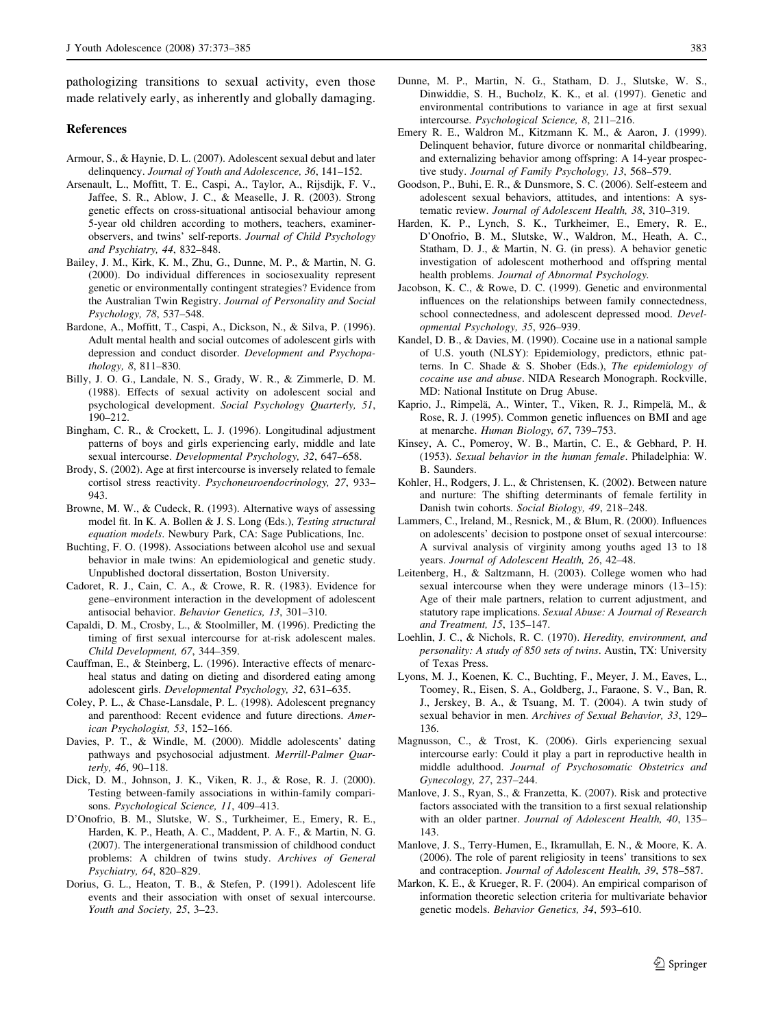pathologizing transitions to sexual activity, even those made relatively early, as inherently and globally damaging.

## References

Armour, S., & Haynie, D. L. (2007). Adolescent sexual debut and later delinquency. *Journal of Youth and Adolescence, 36*, 141–152.

Arsenault, L., Moffitt, T. E., Caspi, A., Taylor, A., Rijsdijk, F. V., Jaffee, S. R., Ablow, J. C., & Measelle, J. R. (2003). Strong genetic effects on cross-situational antisocial behaviour among 5-year old children according to mothers, teachers, examiner-observers, and twins' self-reports. *Journal of Child Psychology and Psychiatry, 44*, 832–848.

Bailey, J. M., Kirk, K. M., Zhu, G., Dunne, M. P., & Martin, N. G. (2000). Do individual differences in sociosexuality represent genetic or environmentally contingent strategies? Evidence from the Australian Twin Registry. *Journal of Personality and Social Psychology, 78*, 537–548.

Bardone, A., Moffitt, T., Caspi, A., Dickson, N., & Silva, P. (1996). Adult mental health and social outcomes of adolescent girls with depression and conduct disorder. *Development and Psychopathology, 8*, 811–830.

Billy, J. O. G., Landale, N. S., Grady, W. R., & Zimmerle, D. M. (1988). Effects of sexual activity on adolescent social and psychological development. *Social Psychology Quarterly, 51*, 190–212.

Bingham, C. R., & Crockett, L. J. (1996). Longitudinal adjustment patterns of boys and girls experiencing early, middle and late sexual intercourse. *Developmental Psychology, 32*, 647–658.

Brody, S. (2002). Age at first intercourse is inversely related to female cortisol stress reactivity. *Psychoneuroendocrinology, 27*, 933–943.

Browne, M. W., & Cudeck, R. (1993). Alternative ways of assessing model fit. In K. A. Bollen & J. S. Long (Eds.), *Testing structural equation models*. Newbury Park, CA: Sage Publications, Inc.

Buchting, F. O. (1998). Associations between alcohol use and sexual behavior in male twins: An epidemiological and genetic study. Unpublished doctoral dissertation, Boston University.

Cadoret, R. J., Cain, C. A., & Crowe, R. R. (1983). Evidence for gene–environment interaction in the development of adolescent antisocial behavior. *Behavior Genetics, 13*, 301–310.

Capaldi, D. M., Crosby, L., & Stoolmiller, M. (1996). Predicting the timing of first sexual intercourse for at-risk adolescent males. *Child Development, 67*, 344–359.

Cauffman, E., & Steinberg, L. (1996). Interactive effects of menarcheal status and dating on dieting and disordered eating among adolescent girls. *Developmental Psychology, 32*, 631–635.

Coley, P. L., & Chase-Lansdale, P. L. (1998). Adolescent pregnancy and parenthood: Recent evidence and future directions. *American Psychologist, 53*, 152–166.

Davies, P. T., & Windle, M. (2000). Middle adolescents' dating pathways and psychosocial adjustment. *Merrill-Palmer Quarterly, 46*, 90–118.

Dick, D. M., Johnson, J. K., Viken, R. J., & Rose, R. J. (2000). Testing between-family associations in within-family comparisons. *Psychological Science, 11*, 409–413.

D'Onofrio, B. M., Slutske, W. S., Turkheimer, E., Emery, R. E., Harden, K. P., Heath, A. C., Maddent, P. A. F., & Martin, N. G. (2007). The intergenerational transmission of childhood conduct problems: A children of twins study. *Archives of General Psychiatry, 64*, 820–829.

Dorius, G. L., Heaton, T. B., & Stefen, P. (1991). Adolescent life events and their association with onset of sexual intercourse. *Youth and Society, 25*, 3–23.

Dunne, M. P., Martin, N. G., Statham, D. J., Slutske, W. S., Dinwiddie, S. H., Bucholz, K. K., et al. (1997). Genetic and environmental contributions to variance in age at first sexual intercourse. *Psychological Science, 8*, 211–216.

Emery R. E., Waldron M., Kitzmann K. M., & Aaron, J. (1999). Delinquent behavior, future divorce or nonmarital childbearing, and externalizing behavior among offspring: A 14-year prospective study. *Journal of Family Psychology, 13*, 568–579.

Goodson, P., Buhi, E. R., & Dunsmore, S. C. (2006). Self-esteem and adolescent sexual behaviors, attitudes, and intentions: A systematic review. *Journal of Adolescent Health, 38*, 310–319.

Harden, K. P., Lynch, S. K., Turkheimer, E., Emery, R. E., D'Onofrio, B. M., Slutske, W., Waldron, M., Heath, A. C., Statham, D. J., & Martin, N. G. (in press). A behavior genetic investigation of adolescent motherhood and offspring mental health problems. *Journal of Abnormal Psychology*.

Jacobson, K. C., & Rowe, D. C. (1999). Genetic and environmental influences on the relationships between family connectedness, school connectedness, and adolescent depressed mood. *Developmental Psychology, 35*, 926–939.

Kandel, D. B., & Davies, M. (1990). Cocaine use in a national sample of U.S. youth (NLSY): Epidemiology, predictors, ethnic patterns. In C. Shade & S. Shober (Eds.), *The epidemiology of cocaine use and abuse*. NIDA Research Monograph. Rockville, MD: National Institute on Drug Abuse.

Kaprio, J., Rimpelä, A., Winter, T., Viken, R. J., Rimpelä, M., & Rose, R. J. (1995). Common genetic influences on BMI and age at menarche. *Human Biology, 67*, 739–753.

Kinsey, A. C., Pomeroy, W. B., Martin, C. E., & Gebhard, P. H. (1953). *Sexual behavior in the human female*. Philadelphia: W. B. Saunders.

Kohler, H., Rodgers, J. L., & Christensen, K. (2002). Between nature and nurture: The shifting determinants of female fertility in Danish twin cohorts. *Social Biology, 49*, 218–248.

Lammers, C., Ireland, M., Resnick, M., & Blum, R. (2000). Influences on adolescents' decision to postpone onset of sexual intercourse: A survival analysis of virginity among youths aged 13 to 18 years. *Journal of Adolescent Health, 26*, 42–48.

Leitenberg, H., & Saltzmann, H. (2003). College women who had sexual intercourse when they were underage minors (13–15): Age of their male partners, relation to current adjustment, and statutory rape implications. *Sexual Abuse: A Journal of Research and Treatment, 15*, 135–147.

Loehlin, J. C., & Nichols, R. C. (1970). *Heredity, environment, and personality: A study of 850 sets of twins*. Austin, TX: University of Texas Press.

Lyons, M. J., Koenen, K. C., Buchting, F., Meyer, J. M., Eaves, L., Toomey, R., Eisen, S. A., Goldberg, J., Faraone, S. V., Ban, R. J., Jerskey, B. A., & Tsuang, M. T. (2004). A twin study of sexual behavior in men. *Archives of Sexual Behavior, 33*, 129–136.

Magnusson, C., & Trost, K. (2006). Girls experiencing sexual intercourse early: Could it play a part in reproductive health in middle adulthood. *Journal of Psychosomatic Obstetrics and Gynecology, 27*, 237–244.

Manlove, J. S., Ryan, S., & Franzetta, K. (2007). Risk and protective factors associated with the transition to a first sexual relationship with an older partner. *Journal of Adolescent Health, 40*, 135–143.

Manlove, J. S., Terry-Humen, E., Ikramullah, E. N., & Moore, K. A. (2006). The role of parent religiosity in teens' transitions to sex and contraception. *Journal of Adolescent Health, 39*, 578–587.

Markon, K. E., & Krueger, R. F. (2004). An empirical comparison of information theoretic selection criteria for multivariate behavior genetic models. *Behavior Genetics, 34*, 593–610.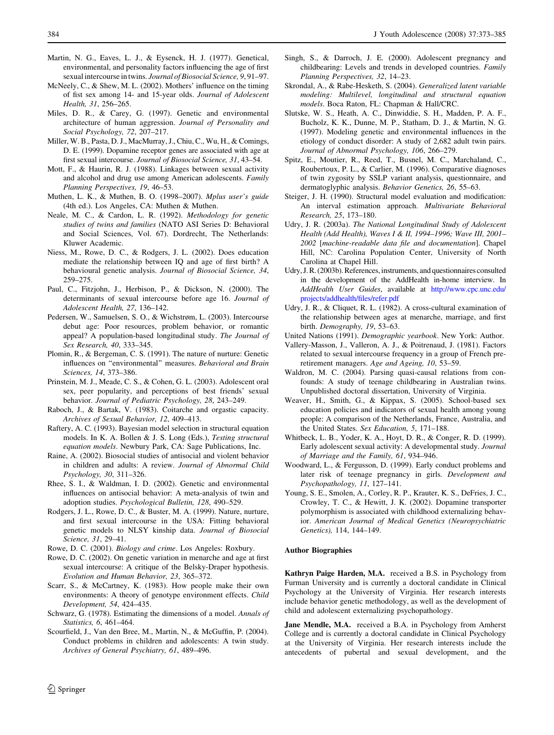Martin, N. G., Eaves, L. J., & Eysenck, H. J. (1977). Genetical, environmental, and personality factors influencing the age of first sexual intercourse in twins. *Journal of Biosocial Science, 9*, 91–97.

McNeely, C., & Shew, M. L. (2002). Mothers' influence on the timing of fist sex among 14- and 15-year olds. *Journal of Adolescent Health, 31*, 256–265.

Miles, D. R., & Carey, G. (1997). Genetic and environmental architecture of human aggression. *Journal of Personality and Social Psychology, 72*, 207–217.

Miller, W. B., Pasta, D. J., MacMurray, J., Chiu, C., Wu, H., & Comings, D. E. (1999). Dopamine receptor genes are associated with age at first sexual intercourse. *Journal of Biosocial Science, 31*, 43–54.

Mott, F., & Haurin, R. J. (1988). Linkages between sexual activity and alcohol and drug use among American adolescents. *Family Planning Perspectives, 19*, 46–53.

Muthen, L. K., & Muthen, B. O. (1998–2007). *Mplus user's guide* (4th ed.). Los Angeles, CA: Muthen & Muthen.

Neale, M. C., & Cardon, L. R. (1992). *Methodology for genetic studies of twins and families* (NATO ASI Series D: Behavioral and Social Sciences, Vol. 67). Dordrecht, The Netherlands: Kluwer Academic.

Niess, M., Rowe, D. C., & Rodgers, J. L. (2002). Does education mediate the relationship between IQ and age of first birth? A behavioural genetic analysis. *Journal of Biosocial Science, 34*, 259–275.

Paul, C., Fitzjohn, J., Herbison, P., & Dickson, N. (2000). The determinants of sexual intercourse before age 16. *Journal of Adolescent Health, 27*, 136–142.

Pedersen, W., Samuelsen, S. O., & Wichstrøm, L. (2003). Intercourse debut age: Poor resources, problem behavior, or romantic appeal? A population-based longitudinal study. *The Journal of Sex Research, 40*, 333–345.

Plomin, R., & Bergeman, C. S. (1991). The nature of nurture: Genetic influences on "environmental" measures. *Behavioral and Brain Sciences, 14*, 373–386.

Prinstein, M. J., Meade, C. S., & Cohen, G. L. (2003). Adolescent oral sex, peer popularity, and perceptions of best friends' sexual behavior. *Journal of Pediatric Psychology, 28*, 243–249.

Raboch, J., & Bartak, V. (1983). Coitarche and orgastic capacity. *Archives of Sexual Behavior, 12*, 409–413.

Raftery, A. C. (1993). Bayesian model selection in structural equation models. In K. A. Bollen & J. S. Long (Eds.), *Testing structural equation models*. Newbury Park, CA: Sage Publications, Inc.

Raine, A. (2002). Biosocial studies of antisocial and violent behavior in children and adults: A review. *Journal of Abnormal Child Psychology, 30*, 311–326.

Rhee, S. I., & Waldman, I. D. (2002). Genetic and environmental influences on antisocial behavior: A meta-analysis of twin and adoption studies. *Psychological Bulletin, 128*, 490–529.

Rodgers, J. L., Rowe, D. C., & Buster, M. A. (1999). Nature, nurture, and first sexual intercourse in the USA: Fitting behavioral genetic models to NLSY kinship data. *Journal of Biosocial Science, 31*, 29–41.

Rowe, D. C. (2001). *Biology and crime*. Los Angeles: Roxbury.

Rowe, D. C. (2002). On genetic variation in menarche and age at first sexual intercourse: A critique of the Belsky-Draper hypothesis. *Evolution and Human Behavior, 23*, 365–372.

Scarr, S., & McCartney, K. (1983). How people make their own environments: A theory of genotype environment effects. *Child Development, 54*, 424–435.

Schwarz, G. (1978). Estimating the dimensions of a model. *Annals of Statistics, 6*, 461–464.

Scourfield, J., Van den Bree, M., Martin, N., & McGuffin, P. (2004). Conduct problems in children and adolescents: A twin study. *Archives of General Psychiatry, 61*, 489–496.

Singh, S., & Darroch, J. E. (2000). Adolescent pregnancy and childbearing: Levels and trends in developed countries. *Family Planning Perspectives, 32*, 14–23.

Skrondal, A., & Rabe-Hesketh, S. (2004). *Generalized latent variable modeling: Multilevel, longitudinal and structural equation models*. Boca Raton, FL: Chapman & Hall/CRC.

Slutske, W. S., Heath, A. C., Dinwiddie, S. H., Madden, P. A. F., Bucholz, K. K., Dunne, M. P., Statham, D. J., & Martin, N. G. (1997). Modeling genetic and environmental influences in the etiology of conduct disorder: A study of 2,682 adult twin pairs. *Journal of Abnormal Psychology, 106*, 266–279.

Spitz, E., Moutier, R., Reed, T., Busnel, M. C., Marchaland, C., Roubertoux, P. L., & Carlier, M. (1996). Comparative diagnoses of twin zygosity by SSLP variant analysis, questionnaire, and dermatoglyphic analysis. *Behavior Genetics, 26*, 55–63.

Steiger, J. H. (1990). Structural model evaluation and modification: An interval estimation approach. *Multivariate Behavioral Research, 25*, 173–180.

Udry, J. R. (2003a). *The National Longitudinal Study of Adolescent Health (Add Health), Waves I & II, 1994–1996; Wave III, 2001–2002* [*machine-readable data file and documentation*]. Chapel Hill, NC: Carolina Population Center, University of North Carolina at Chapel Hill.

Udry, J. R. (2003b). References, instruments, and questionnaires consulted in the development of the AddHealth in-home interview. In *AddHealth User Guides*, available at http://www.cpc.unc.edu/projects/addhealth/files/refer.pdf

Udry, J. R., & Cliquet, R. L. (1982). A cross-cultural examination of the relationship between ages at menarche, marriage, and first birth. *Demography, 19*, 53–63.

United Nations (1991). *Demographic yearbook*. New York: Author.

Vallery-Masson, J., Valleron, A. J., & Poitrenaud, J. (1981). Factors related to sexual intercourse frequency in a group of French pre-retirement managers. *Age and Ageing, 10*, 53–59.

Waldron, M. C. (2004). Parsing quasi-causal relations from confounds: A study of teenage childbearing in Australian twins. Unpublished doctoral dissertation, University of Virginia.

Weaver, H., Smith, G., & Kippax, S. (2005). School-based sex education policies and indicators of sexual health among young people: A comparison of the Netherlands, France, Australia, and the United States. *Sex Education, 5*, 171–188.

Whitbeck, L. B., Yoder, K. A., Hoyt, D. R., & Conger, R. D. (1999). Early adolescent sexual activity: A developmental study. *Journal of Marriage and the Family, 61*, 934–946.

Woodward, L., & Fergusson, D. (1999). Early conduct problems and later risk of teenage pregnancy in girls. *Development and Psychopathology, 11*, 127–141.

Young, S. E., Smolen, A., Corley, R. P., Krauter, K. S., DeFries, J. C., Crowley, T. C., & Hewitt, J. K. (2002). Dopamine transporter polymorphism is associated with childhood externalizing behavior. *American Journal of Medical Genetics (Neuropsychiatric Genetics)*, 114, 144–149.

## Author Biographies

**Kathryn Paige Harden, M.A.** received a B.S. in Psychology from Furman University and is currently a doctoral candidate in Clinical Psychology at the University of Virginia. Her research interests include behavior genetic methodology, as well as the development of child and adolescent externalizing psychopathology.

**Jane Mendle, M.A.** received a B.A. in Psychology from Amherst College and is currently a doctoral candidate in Clinical Psychology at the University of Virginia. Her research interests include the antecedents of pubertal and sexual development, and the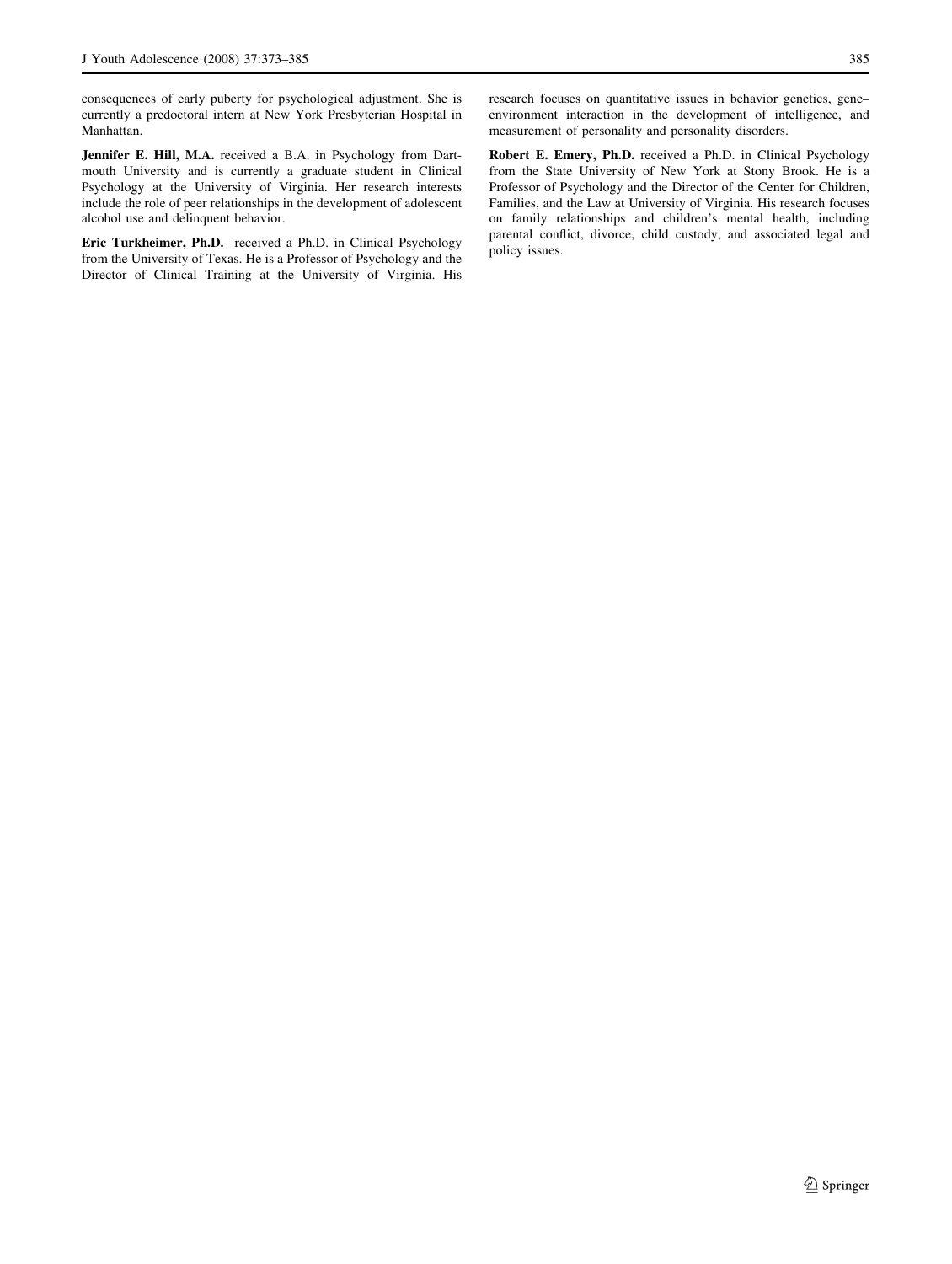consequences of early puberty for psychological adjustment. She is currently a predoctoral intern at New York Presbyterian Hospital in Manhattan.

**Jennifer E. Hill, M.A.** received a B.A. in Psychology from Dartmouth University and is currently a graduate student in Clinical Psychology at the University of Virginia. Her research interests include the role of peer relationships in the development of adolescent alcohol use and delinquent behavior.

**Eric Turkheimer, Ph.D.** received a Ph.D. in Clinical Psychology from the University of Texas. He is a Professor of Psychology and the Director of Clinical Training at the University of Virginia. His research focuses on quantitative issues in behavior genetics, gene–environment interaction in the development of intelligence, and measurement of personality and personality disorders.

**Robert E. Emery, Ph.D.** received a Ph.D. in Clinical Psychology from the State University of New York at Stony Brook. He is a Professor of Psychology and the Director of the Center for Children, Families, and the Law at University of Virginia. His research focuses on family relationships and children's mental health, including parental conflict, divorce, child custody, and associated legal and policy issues.